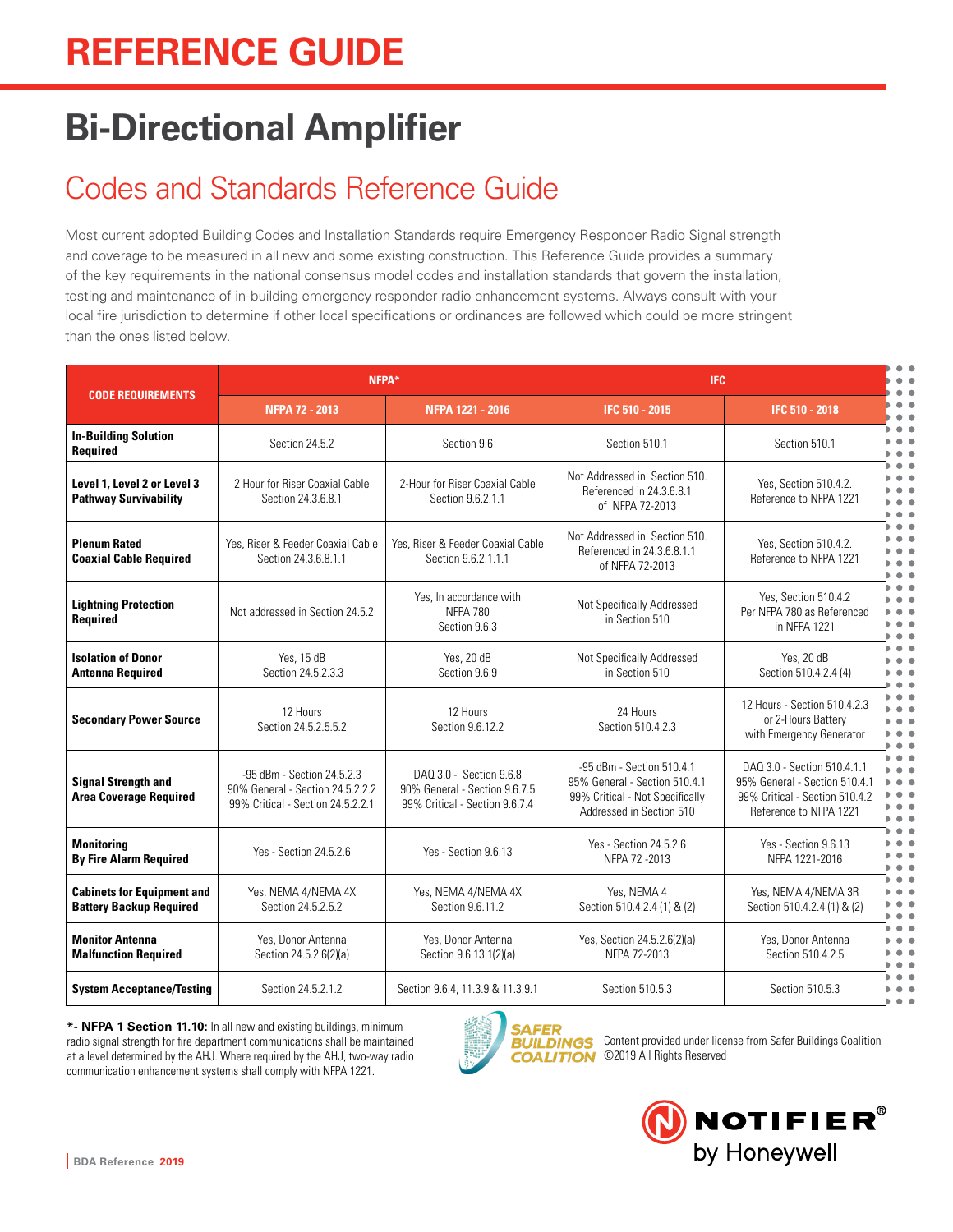# REFERENCE GUIDE

# Bi-Directional Amplifier

## Codes and Standards Reference Guide

Most current adopted Building Codes and Installation Standards require Emergency Responder Radio Signal strength and coverage to be measured in all new and some existing construction. This Reference Guide provides a summary of the key requirements in the national consensus model codes and installation standards that govern the installation, testing and maintenance of in-building emergency responder radio enhancement systems. Always consult with your local fire jurisdiction to determine if other local specifications or ordinances are followed which could be more stringent than the ones listed below.

| CODE REQUIREMENTS | NFPA* | | IFC | |
|---|---|---|---|---|
| | NFPA 72 - 2013 | NFPA 1221 - 2016 | IFC 510 - 2015 | IFC 510 - 2018 |
| **In-Building Solution Required** | Section 24.5.2 | Section 9.6 | Section 510.1 | Section 510.1 |
| **Level 1, Level 2 or Level 3 Pathway Survivability** | 2 Hour for Riser Coaxial Cable Section 24.3.6.8.1 | 2-Hour for Riser Coaxial Cable Section 9.6.2.1.1 | Not Addressed in Section 510. Referenced in 24.3.6.8.1 of NFPA 72-2013 | Yes, Section 510.4.2. Reference to NFPA 1221 |
| **Plenum Rated Coaxial Cable Required** | Yes, Riser & Feeder Coaxial Cable Section 24.3.6.8.1.1 | Yes, Riser & Feeder Coaxial Cable Section 9.6.2.1.1.1 | Not Addressed in Section 510. Referenced in 24.3.6.8.1.1 of NFPA 72-2013 | Yes, Section 510.4.2. Reference to NFPA 1221 |
| **Lightning Protection Required** | Not addressed in Section 24.5.2 | Yes, In accordance with NFPA 780 Section 9.6.3 | Not Specifically Addressed in Section 510 | Yes, Section 510.4.2 Per NFPA 780 as Referenced in NFPA 1221 |
| **Isolation of Donor Antenna Required** | Yes, 15 dB Section 24.5.2.3.3 | Yes, 20 dB Section 9.6.9 | Not Specifically Addressed in Section 510 | Yes, 20 dB Section 510.4.2.4 (4) |
| **Secondary Power Source** | 12 Hours Section 24.5.2.5.5.2 | 12 Hours Section 9.6.12.2 | 24 Hours Section 510.4.2.3 | 12 Hours - Section 510.4.2.3 or 2-Hours Battery with Emergency Generator |
| **Signal Strength and Area Coverage Required** | -95 dBm - Section 24.5.2.3 90% General - Section 24.5.2.2.2 99% Critical - Section 24.5.2.2.1 | DAQ 3.0 - Section 9.6.8 90% General - Section 9.6.7.5 99% Critical - Section 9.6.7.4 | -95 dBm - Section 510.4.1 95% General - Section 510.4.1 99% Critical - Not Specifically Addressed in Section 510 | DAQ 3.0 - Section 510.4.1.1 95% General - Section 510.4.1 99% Critical - Section 510.4.2 Reference to NFPA 1221 |
| **Monitoring By Fire Alarm Required** | Yes - Section 24.5.2.6 | Yes - Section 9.6.13 | Yes - Section 24.5.2.6 NFPA 72 -2013 | Yes - Section 9.6.13 NFPA 1221-2016 |
| **Cabinets for Equipment and Battery Backup Required** | Yes, NEMA 4/NEMA 4X Section 24.5.2.5.2 | Yes, NEMA 4/NEMA 4X Section 9.6.11.2 | Yes, NEMA 4 Section 510.4.2.4 (1) & (2) | Yes, NEMA 4/NEMA 3R Section 510.4.2.4 (1) & (2) |
| **Monitor Antenna Malfunction Required** | Yes, Donor Antenna Section 24.5.2.6(2)(a) | Yes, Donor Antenna Section 9.6.13.1(2)(a) | Yes, Section 24.5.2.6(2)(a) NFPA 72-2013 | Yes, Donor Antenna Section 510.4.2.5 |
| **System Acceptance/Testing** | Section 24.5.2.1.2 | Section 9.6.4, 11.3.9 & 11.3.9.1 | Section 510.5.3 | Section 510.5.3 |

**\*- NFPA 1 Section 11.10:** In all new and existing buildings, minimum radio signal strength for fire department communications shall be maintained at a level determined by the AHJ. Where required by the AHJ, two-way radio communication enhancement systems shall comply with NFPA 1221.

SAFER BUILDINGS COALITION

Content provided under license from Safer Buildings Coalition ©2019 All Rights Reserved

NOTIFIER® by Honeywell

BDA Reference 2019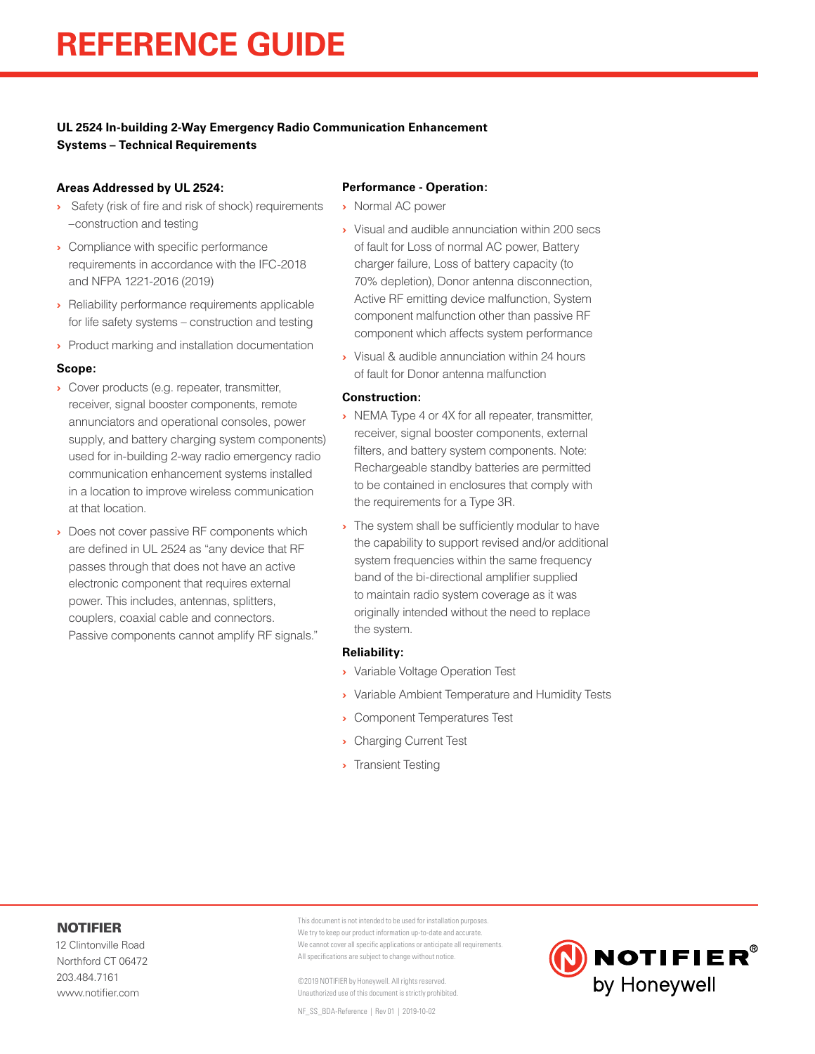# REFERENCE GUIDE

**UL 2524 In-building 2-Way Emergency Radio Communication Enhancement Systems – Technical Requirements**

**Areas Addressed by UL 2524:**

- Safety (risk of fire and risk of shock) requirements –construction and testing
- Compliance with specific performance requirements in accordance with the IFC-2018 and NFPA 1221-2016 (2019)
- Reliability performance requirements applicable for life safety systems – construction and testing
- Product marking and installation documentation

**Scope:**

- Cover products (e.g. repeater, transmitter, receiver, signal booster components, remote annunciators and operational consoles, power supply, and battery charging system components) used for in-building 2-way radio emergency radio communication enhancement systems installed in a location to improve wireless communication at that location.
- Does not cover passive RF components which are defined in UL 2524 as "any device that RF passes through that does not have an active electronic component that requires external power. This includes, antennas, splitters, couplers, coaxial cable and connectors. Passive components cannot amplify RF signals."

**Performance - Operation:**

- Normal AC power
- Visual and audible annunciation within 200 secs of fault for Loss of normal AC power, Battery charger failure, Loss of battery capacity (to 70% depletion), Donor antenna disconnection, Active RF emitting device malfunction, System component malfunction other than passive RF component which affects system performance
- Visual & audible annunciation within 24 hours of fault for Donor antenna malfunction

**Construction:**

- NEMA Type 4 or 4X for all repeater, transmitter, receiver, signal booster components, external filters, and battery system components. Note: Rechargeable standby batteries are permitted to be contained in enclosures that comply with the requirements for a Type 3R.
- The system shall be sufficiently modular to have the capability to support revised and/or additional system frequencies within the same frequency band of the bi-directional amplifier supplied to maintain radio system coverage as it was originally intended without the need to replace the system.

**Reliability:**

- Variable Voltage Operation Test
- Variable Ambient Temperature and Humidity Tests
- Component Temperatures Test
- Charging Current Test
- Transient Testing

**NOTIFIER**
12 Clintonville Road
Northford CT 06472
203.484.7161
www.notifier.com

This document is not intended to be used for installation purposes. We try to keep our product information up-to-date and accurate. We cannot cover all specific applications or anticipate all requirements. All specifications are subject to change without notice.

©2019 NOTIFIER by Honeywell. All rights reserved. Unauthorized use of this document is strictly prohibited.

NF_SS_BDA-Reference | Rev 01 | 2019-10-02

NOTIFIER® by Honeywell